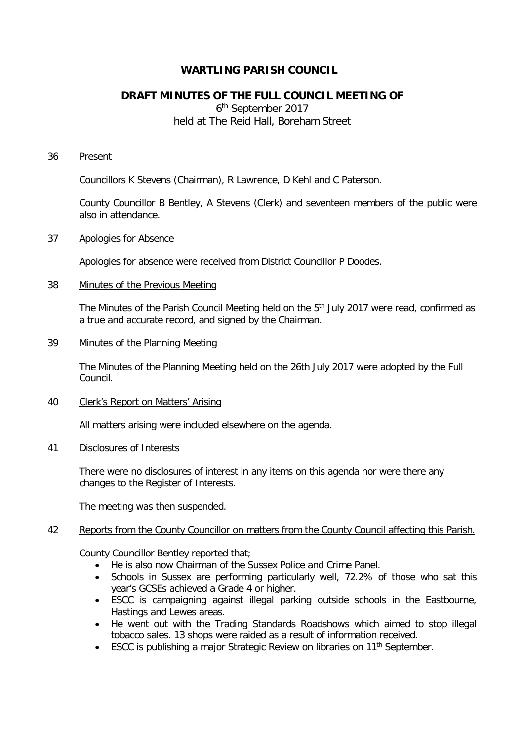# WARTLING PARISH COUNCIL

## DRAFT MINUTES OF THE FULL COUNCIL MEETING OF

6th September 2017
held at The Reid Hall, Boreham Street

36 Present

Councillors K Stevens (Chairman), R Lawrence, D Kehl and C Paterson.

County Councillor B Bentley, A Stevens (Clerk) and seventeen members of the public were also in attendance.

37 Apologies for Absence

Apologies for absence were received from District Councillor P Doodes.

38 Minutes of the Previous Meeting

The Minutes of the Parish Council Meeting held on the 5th July 2017 were read, confirmed as a true and accurate record, and signed by the Chairman.

39 Minutes of the Planning Meeting

The Minutes of the Planning Meeting held on the 26th July 2017 were adopted by the Full Council.

40 Clerk's Report on Matters' Arising

All matters arising were included elsewhere on the agenda.

41 Disclosures of Interests

There were no disclosures of interest in any items on this agenda nor were there any changes to the Register of Interests.

The meeting was then suspended.

42 Reports from the County Councillor on matters from the County Council affecting this Parish.

County Councillor Bentley reported that;

- He is also now Chairman of the Sussex Police and Crime Panel.
- Schools in Sussex are performing particularly well, 72.2% of those who sat this year's GCSEs achieved a Grade 4 or higher.
- ESCC is campaigning against illegal parking outside schools in the Eastbourne, Hastings and Lewes areas.
- He went out with the Trading Standards Roadshows which aimed to stop illegal tobacco sales. 13 shops were raided as a result of information received.
- ESCC is publishing a major Strategic Review on libraries on 11th September.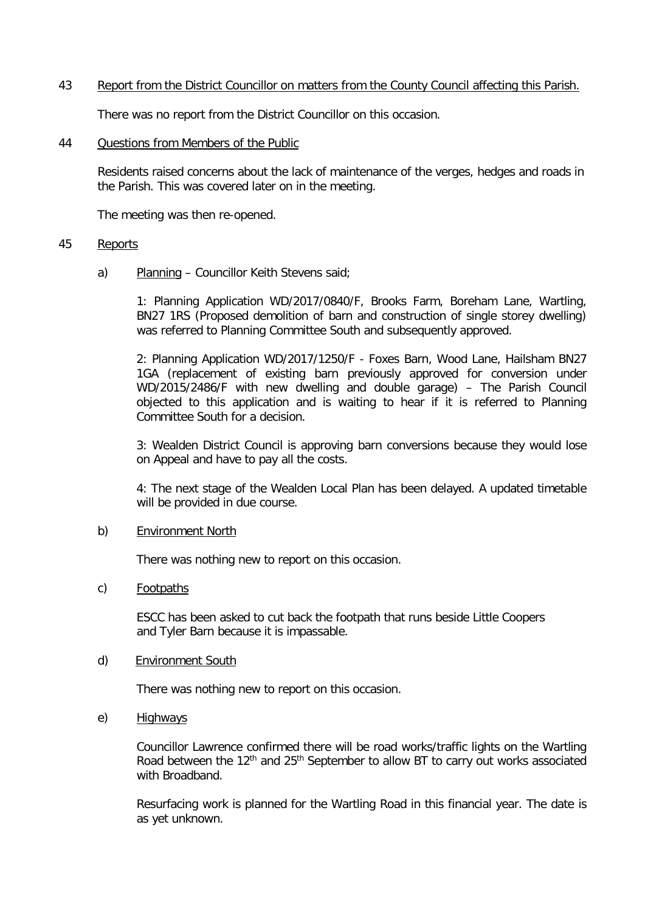43 Report from the District Councillor on matters from the County Council affecting this Parish.

There was no report from the District Councillor on this occasion.

44 Questions from Members of the Public

Residents raised concerns about the lack of maintenance of the verges, hedges and roads in the Parish. This was covered later on in the meeting.

The meeting was then re-opened.

45 Reports

a) Planning – Councillor Keith Stevens said;

1: Planning Application WD/2017/0840/F, Brooks Farm, Boreham Lane, Wartling, BN27 1RS (Proposed demolition of barn and construction of single storey dwelling) was referred to Planning Committee South and subsequently approved.

2: Planning Application WD/2017/1250/F - Foxes Barn, Wood Lane, Hailsham BN27 1GA (replacement of existing barn previously approved for conversion under WD/2015/2486/F with new dwelling and double garage) – The Parish Council objected to this application and is waiting to hear if it is referred to Planning Committee South for a decision.

3: Wealden District Council is approving barn conversions because they would lose on Appeal and have to pay all the costs.

4: The next stage of the Wealden Local Plan has been delayed. A updated timetable will be provided in due course.

b) Environment North

There was nothing new to report on this occasion.

c) Footpaths

ESCC has been asked to cut back the footpath that runs beside Little Coopers and Tyler Barn because it is impassable.

d) Environment South

There was nothing new to report on this occasion.

e) Highways

Councillor Lawrence confirmed there will be road works/traffic lights on the Wartling Road between the 12th and 25th September to allow BT to carry out works associated with Broadband.

Resurfacing work is planned for the Wartling Road in this financial year. The date is as yet unknown.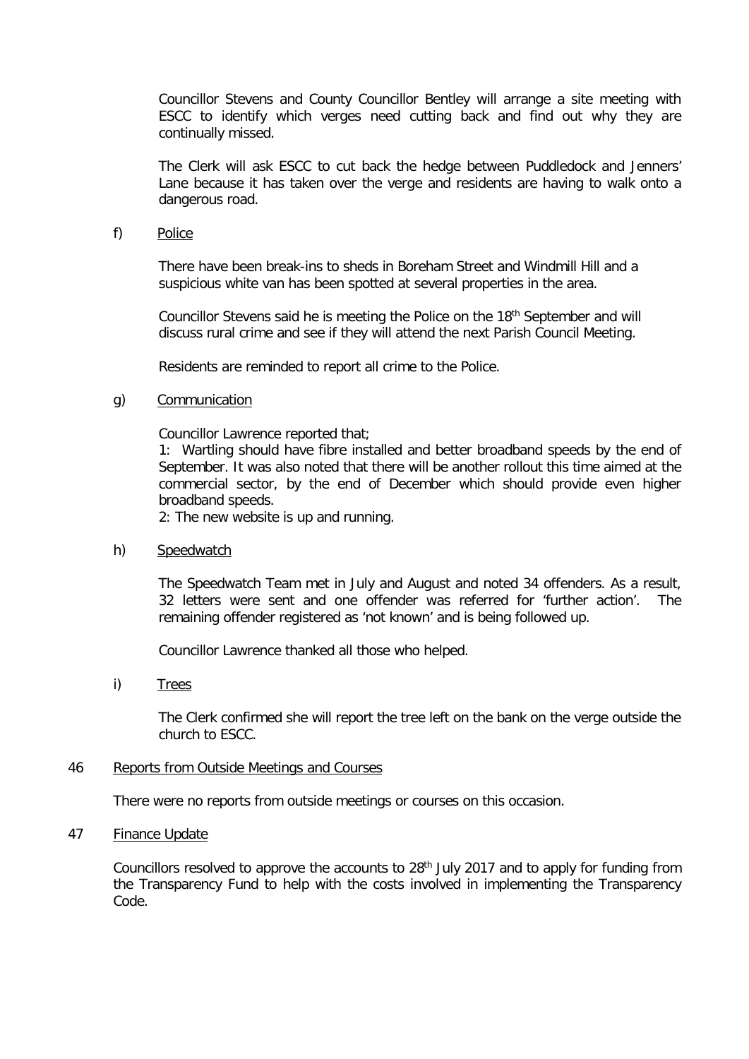Councillor Stevens and County Councillor Bentley will arrange a site meeting with ESCC to identify which verges need cutting back and find out why they are continually missed.

The Clerk will ask ESCC to cut back the hedge between Puddledock and Jenners' Lane because it has taken over the verge and residents are having to walk onto a dangerous road.

f) Police

There have been break-ins to sheds in Boreham Street and Windmill Hill and a suspicious white van has been spotted at several properties in the area.

Councillor Stevens said he is meeting the Police on the 18th September and will discuss rural crime and see if they will attend the next Parish Council Meeting.

Residents are reminded to report all crime to the Police.

g) Communication

Councillor Lawrence reported that;

1: Wartling should have fibre installed and better broadband speeds by the end of September. It was also noted that there will be another rollout this time aimed at the commercial sector, by the end of December which should provide even higher broadband speeds.

2: The new website is up and running.

h) Speedwatch

The Speedwatch Team met in July and August and noted 34 offenders. As a result, 32 letters were sent and one offender was referred for 'further action'. The remaining offender registered as 'not known' and is being followed up.

Councillor Lawrence thanked all those who helped.

i) Trees

The Clerk confirmed she will report the tree left on the bank on the verge outside the church to ESCC.

46 Reports from Outside Meetings and Courses

There were no reports from outside meetings or courses on this occasion.

47 Finance Update

Councillors resolved to approve the accounts to 28th July 2017 and to apply for funding from the Transparency Fund to help with the costs involved in implementing the Transparency Code.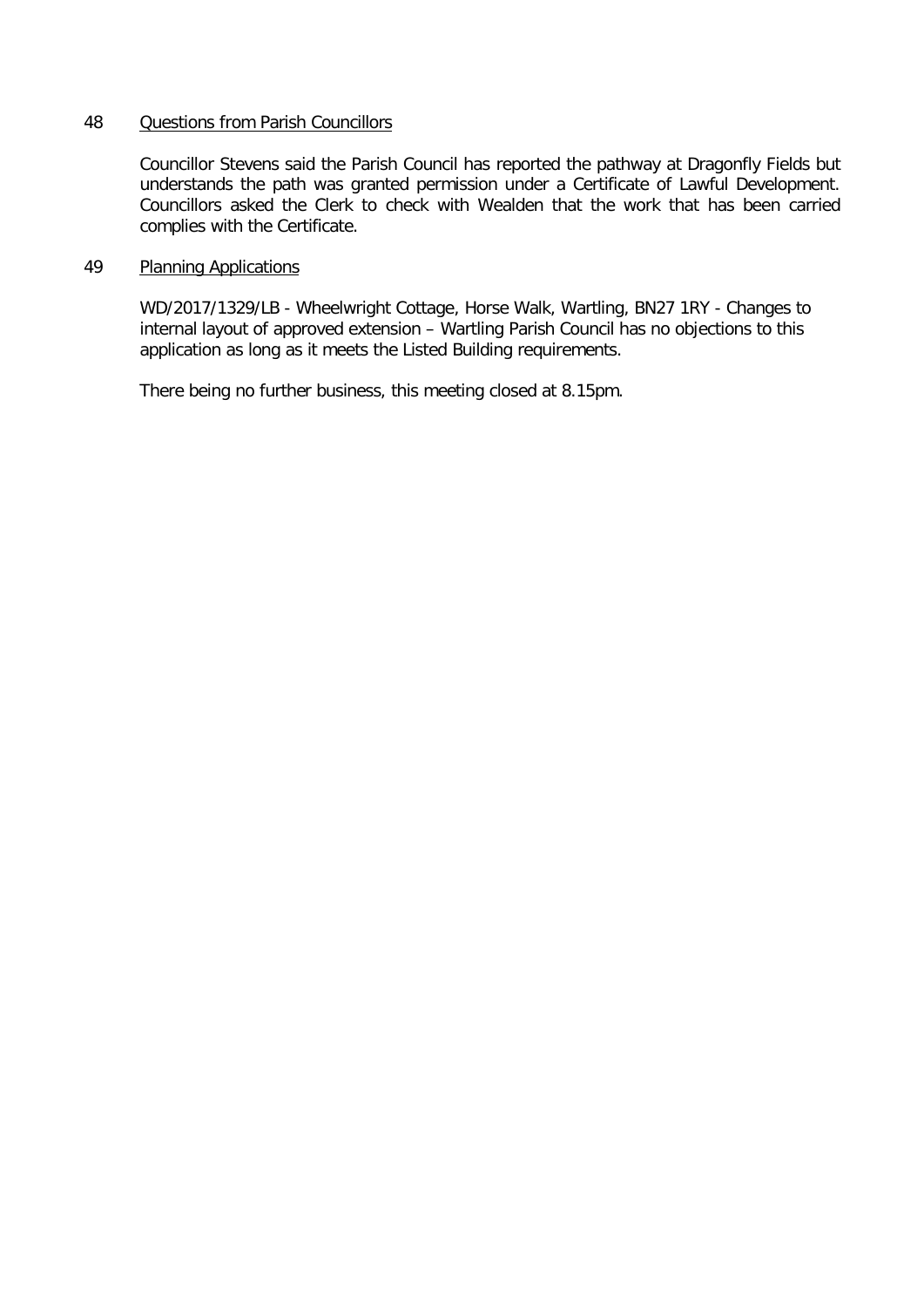48 Questions from Parish Councillors

Councillor Stevens said the Parish Council has reported the pathway at Dragonfly Fields but understands the path was granted permission under a Certificate of Lawful Development. Councillors asked the Clerk to check with Wealden that the work that has been carried complies with the Certificate.

49 Planning Applications

WD/2017/1329/LB - Wheelwright Cottage, Horse Walk, Wartling, BN27 1RY - Changes to internal layout of approved extension – Wartling Parish Council has no objections to this application as long as it meets the Listed Building requirements.

There being no further business, this meeting closed at 8.15pm.